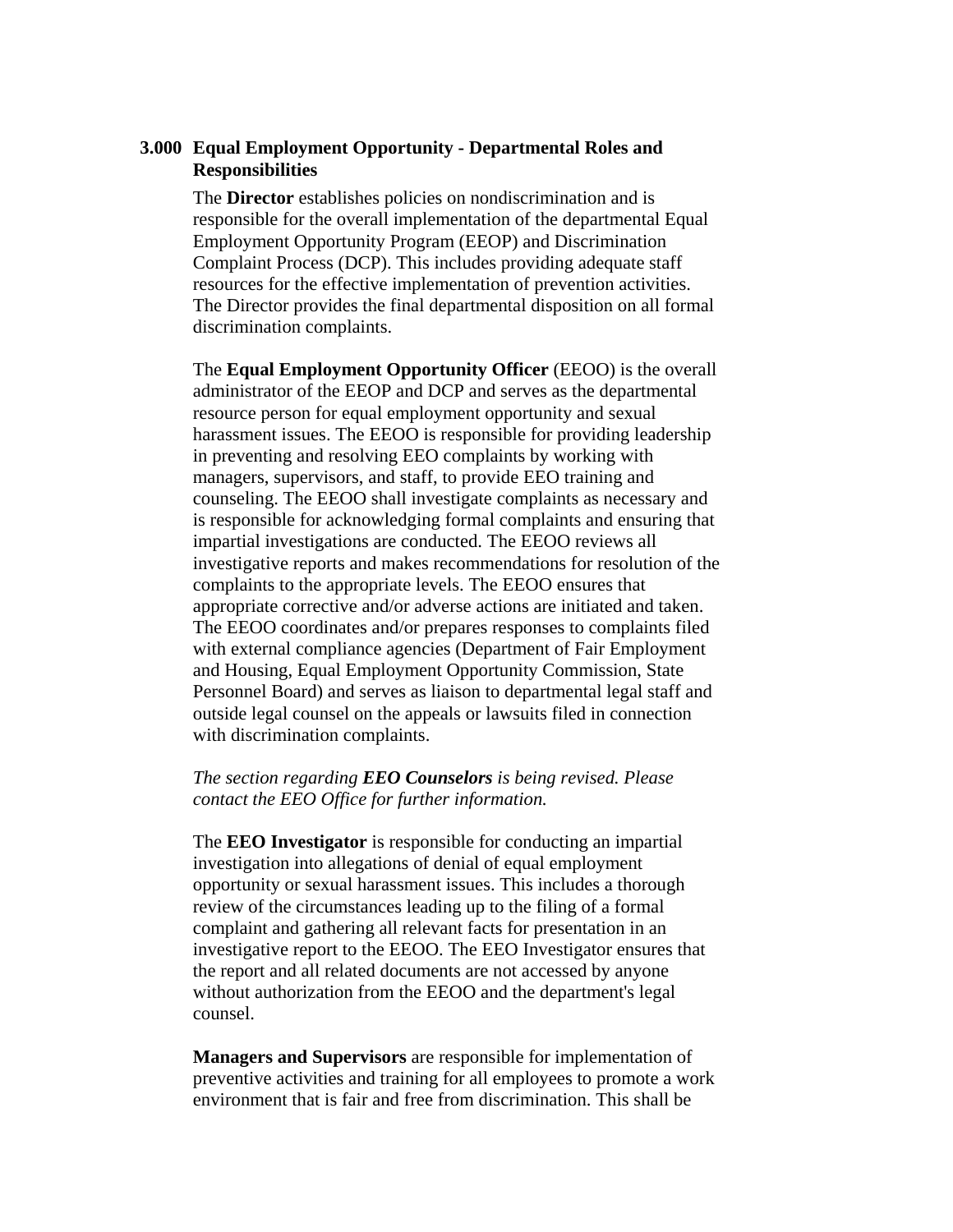## 3.000 Equal Employment Opportunity - Departmental Roles and Responsibilities

The **Director** establishes policies on nondiscrimination and is responsible for the overall implementation of the departmental Equal Employment Opportunity Program (EEOP) and Discrimination Complaint Process (DCP). This includes providing adequate staff resources for the effective implementation of prevention activities. The Director provides the final departmental disposition on all formal discrimination complaints.

The **Equal Employment Opportunity Officer** (EEOO) is the overall administrator of the EEOP and DCP and serves as the departmental resource person for equal employment opportunity and sexual harassment issues. The EEOO is responsible for providing leadership in preventing and resolving EEO complaints by working with managers, supervisors, and staff, to provide EEO training and counseling. The EEOO shall investigate complaints as necessary and is responsible for acknowledging formal complaints and ensuring that impartial investigations are conducted. The EEOO reviews all investigative reports and makes recommendations for resolution of the complaints to the appropriate levels. The EEOO ensures that appropriate corrective and/or adverse actions are initiated and taken. The EEOO coordinates and/or prepares responses to complaints filed with external compliance agencies (Department of Fair Employment and Housing, Equal Employment Opportunity Commission, State Personnel Board) and serves as liaison to departmental legal staff and outside legal counsel on the appeals or lawsuits filed in connection with discrimination complaints.

*The section regarding **EEO Counselors** is being revised. Please contact the EEO Office for further information.*

The **EEO Investigator** is responsible for conducting an impartial investigation into allegations of denial of equal employment opportunity or sexual harassment issues. This includes a thorough review of the circumstances leading up to the filing of a formal complaint and gathering all relevant facts for presentation in an investigative report to the EEOO. The EEO Investigator ensures that the report and all related documents are not accessed by anyone without authorization from the EEOO and the department's legal counsel.

**Managers and Supervisors** are responsible for implementation of preventive activities and training for all employees to promote a work environment that is fair and free from discrimination. This shall be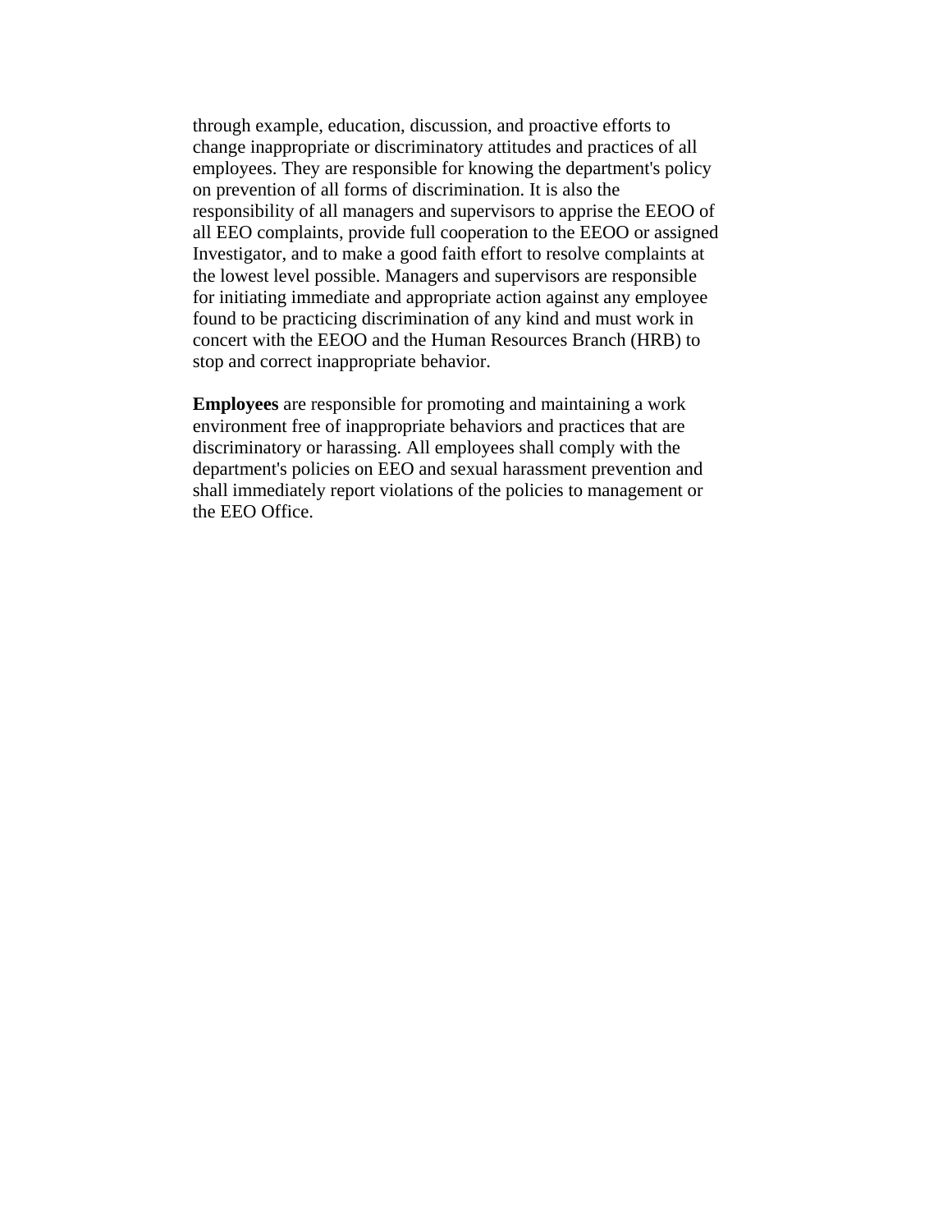through example, education, discussion, and proactive efforts to change inappropriate or discriminatory attitudes and practices of all employees. They are responsible for knowing the department's policy on prevention of all forms of discrimination. It is also the responsibility of all managers and supervisors to apprise the EEOO of all EEO complaints, provide full cooperation to the EEOO or assigned Investigator, and to make a good faith effort to resolve complaints at the lowest level possible. Managers and supervisors are responsible for initiating immediate and appropriate action against any employee found to be practicing discrimination of any kind and must work in concert with the EEOO and the Human Resources Branch (HRB) to stop and correct inappropriate behavior.

**Employees** are responsible for promoting and maintaining a work environment free of inappropriate behaviors and practices that are discriminatory or harassing. All employees shall comply with the department's policies on EEO and sexual harassment prevention and shall immediately report violations of the policies to management or the EEO Office.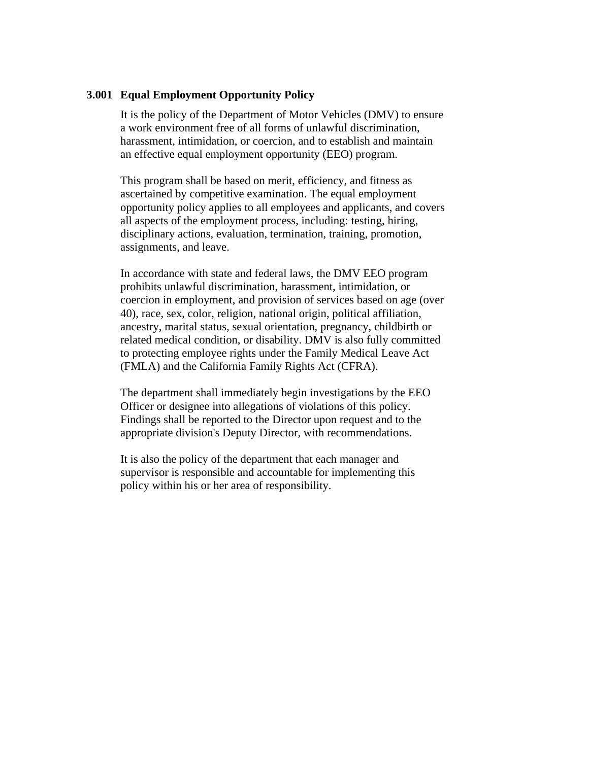## 3.001 Equal Employment Opportunity Policy

It is the policy of the Department of Motor Vehicles (DMV) to ensure a work environment free of all forms of unlawful discrimination, harassment, intimidation, or coercion, and to establish and maintain an effective equal employment opportunity (EEO) program.

This program shall be based on merit, efficiency, and fitness as ascertained by competitive examination. The equal employment opportunity policy applies to all employees and applicants, and covers all aspects of the employment process, including: testing, hiring, disciplinary actions, evaluation, termination, training, promotion, assignments, and leave.

In accordance with state and federal laws, the DMV EEO program prohibits unlawful discrimination, harassment, intimidation, or coercion in employment, and provision of services based on age (over 40), race, sex, color, religion, national origin, political affiliation, ancestry, marital status, sexual orientation, pregnancy, childbirth or related medical condition, or disability. DMV is also fully committed to protecting employee rights under the Family Medical Leave Act (FMLA) and the California Family Rights Act (CFRA).

The department shall immediately begin investigations by the EEO Officer or designee into allegations of violations of this policy. Findings shall be reported to the Director upon request and to the appropriate division's Deputy Director, with recommendations.

It is also the policy of the department that each manager and supervisor is responsible and accountable for implementing this policy within his or her area of responsibility.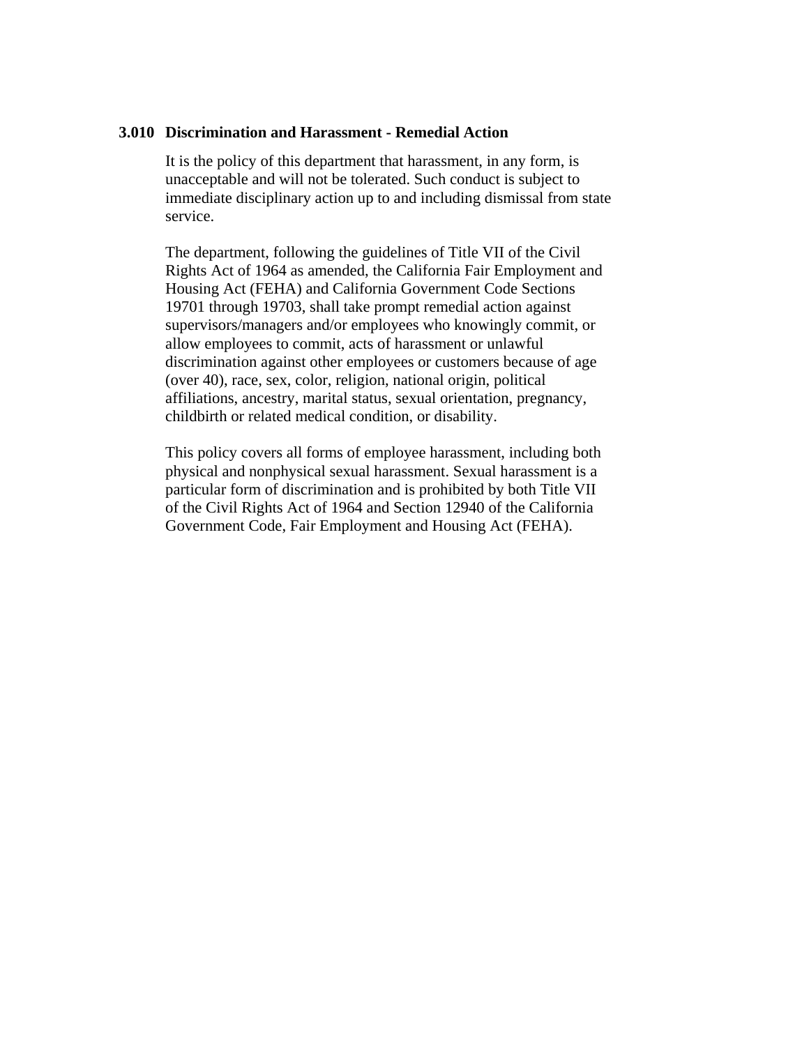### 3.010 Discrimination and Harassment - Remedial Action

It is the policy of this department that harassment, in any form, is unacceptable and will not be tolerated. Such conduct is subject to immediate disciplinary action up to and including dismissal from state service.

The department, following the guidelines of Title VII of the Civil Rights Act of 1964 as amended, the California Fair Employment and Housing Act (FEHA) and California Government Code Sections 19701 through 19703, shall take prompt remedial action against supervisors/managers and/or employees who knowingly commit, or allow employees to commit, acts of harassment or unlawful discrimination against other employees or customers because of age (over 40), race, sex, color, religion, national origin, political affiliations, ancestry, marital status, sexual orientation, pregnancy, childbirth or related medical condition, or disability.

This policy covers all forms of employee harassment, including both physical and nonphysical sexual harassment. Sexual harassment is a particular form of discrimination and is prohibited by both Title VII of the Civil Rights Act of 1964 and Section 12940 of the California Government Code, Fair Employment and Housing Act (FEHA).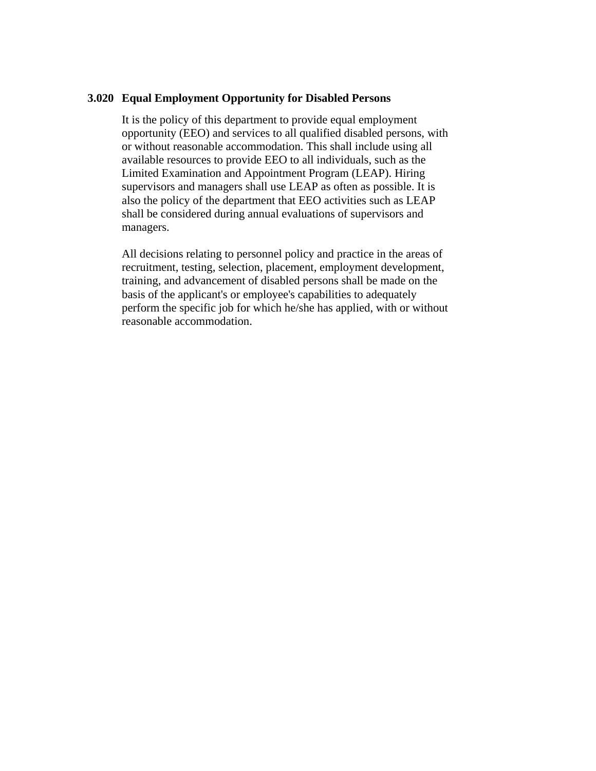### 3.020 Equal Employment Opportunity for Disabled Persons

It is the policy of this department to provide equal employment opportunity (EEO) and services to all qualified disabled persons, with or without reasonable accommodation. This shall include using all available resources to provide EEO to all individuals, such as the Limited Examination and Appointment Program (LEAP). Hiring supervisors and managers shall use LEAP as often as possible. It is also the policy of the department that EEO activities such as LEAP shall be considered during annual evaluations of supervisors and managers.

All decisions relating to personnel policy and practice in the areas of recruitment, testing, selection, placement, employment development, training, and advancement of disabled persons shall be made on the basis of the applicant's or employee's capabilities to adequately perform the specific job for which he/she has applied, with or without reasonable accommodation.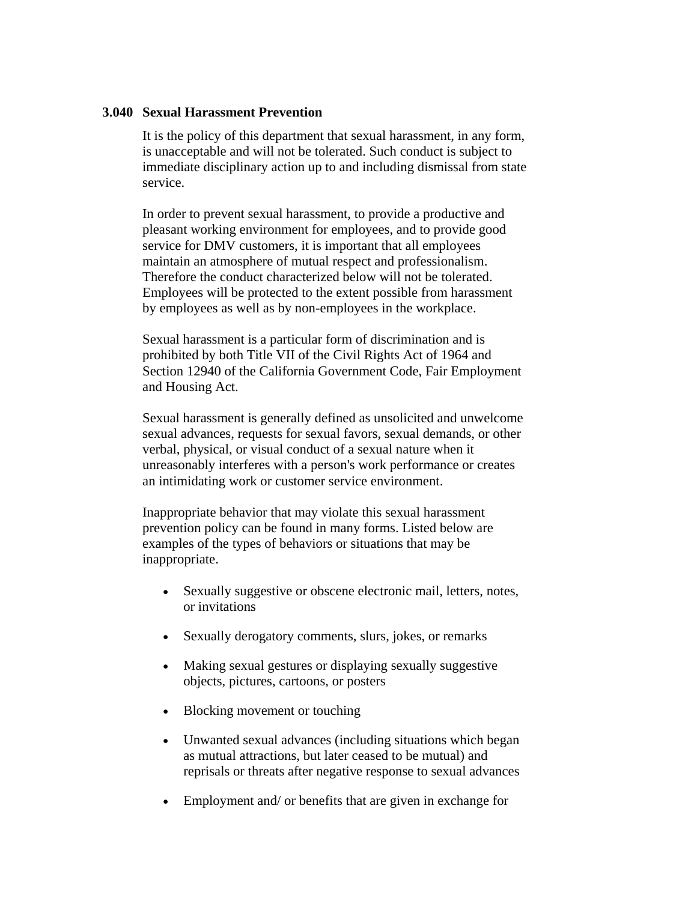### 3.040 Sexual Harassment Prevention

It is the policy of this department that sexual harassment, in any form, is unacceptable and will not be tolerated. Such conduct is subject to immediate disciplinary action up to and including dismissal from state service.

In order to prevent sexual harassment, to provide a productive and pleasant working environment for employees, and to provide good service for DMV customers, it is important that all employees maintain an atmosphere of mutual respect and professionalism. Therefore the conduct characterized below will not be tolerated. Employees will be protected to the extent possible from harassment by employees as well as by non-employees in the workplace.

Sexual harassment is a particular form of discrimination and is prohibited by both Title VII of the Civil Rights Act of 1964 and Section 12940 of the California Government Code, Fair Employment and Housing Act.

Sexual harassment is generally defined as unsolicited and unwelcome sexual advances, requests for sexual favors, sexual demands, or other verbal, physical, or visual conduct of a sexual nature when it unreasonably interferes with a person's work performance or creates an intimidating work or customer service environment.

Inappropriate behavior that may violate this sexual harassment prevention policy can be found in many forms. Listed below are examples of the types of behaviors or situations that may be inappropriate.

- Sexually suggestive or obscene electronic mail, letters, notes, or invitations
- Sexually derogatory comments, slurs, jokes, or remarks
- Making sexual gestures or displaying sexually suggestive objects, pictures, cartoons, or posters
- Blocking movement or touching
- Unwanted sexual advances (including situations which began as mutual attractions, but later ceased to be mutual) and reprisals or threats after negative response to sexual advances
- Employment and/ or benefits that are given in exchange for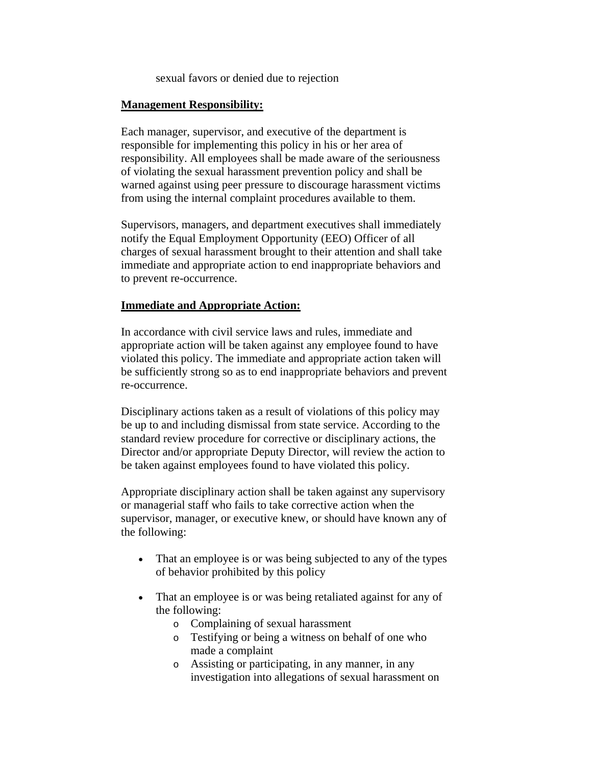sexual favors or denied due to rejection

**Management Responsibility:**

Each manager, supervisor, and executive of the department is responsible for implementing this policy in his or her area of responsibility. All employees shall be made aware of the seriousness of violating the sexual harassment prevention policy and shall be warned against using peer pressure to discourage harassment victims from using the internal complaint procedures available to them.

Supervisors, managers, and department executives shall immediately notify the Equal Employment Opportunity (EEO) Officer of all charges of sexual harassment brought to their attention and shall take immediate and appropriate action to end inappropriate behaviors and to prevent re-occurrence.

**Immediate and Appropriate Action:**

In accordance with civil service laws and rules, immediate and appropriate action will be taken against any employee found to have violated this policy. The immediate and appropriate action taken will be sufficiently strong so as to end inappropriate behaviors and prevent re-occurrence.

Disciplinary actions taken as a result of violations of this policy may be up to and including dismissal from state service. According to the standard review procedure for corrective or disciplinary actions, the Director and/or appropriate Deputy Director, will review the action to be taken against employees found to have violated this policy.

Appropriate disciplinary action shall be taken against any supervisory or managerial staff who fails to take corrective action when the supervisor, manager, or executive knew, or should have known any of the following:

- That an employee is or was being subjected to any of the types of behavior prohibited by this policy
- That an employee is or was being retaliated against for any of the following:
    - Complaining of sexual harassment
    - Testifying or being a witness on behalf of one who made a complaint
    - Assisting or participating, in any manner, in any investigation into allegations of sexual harassment on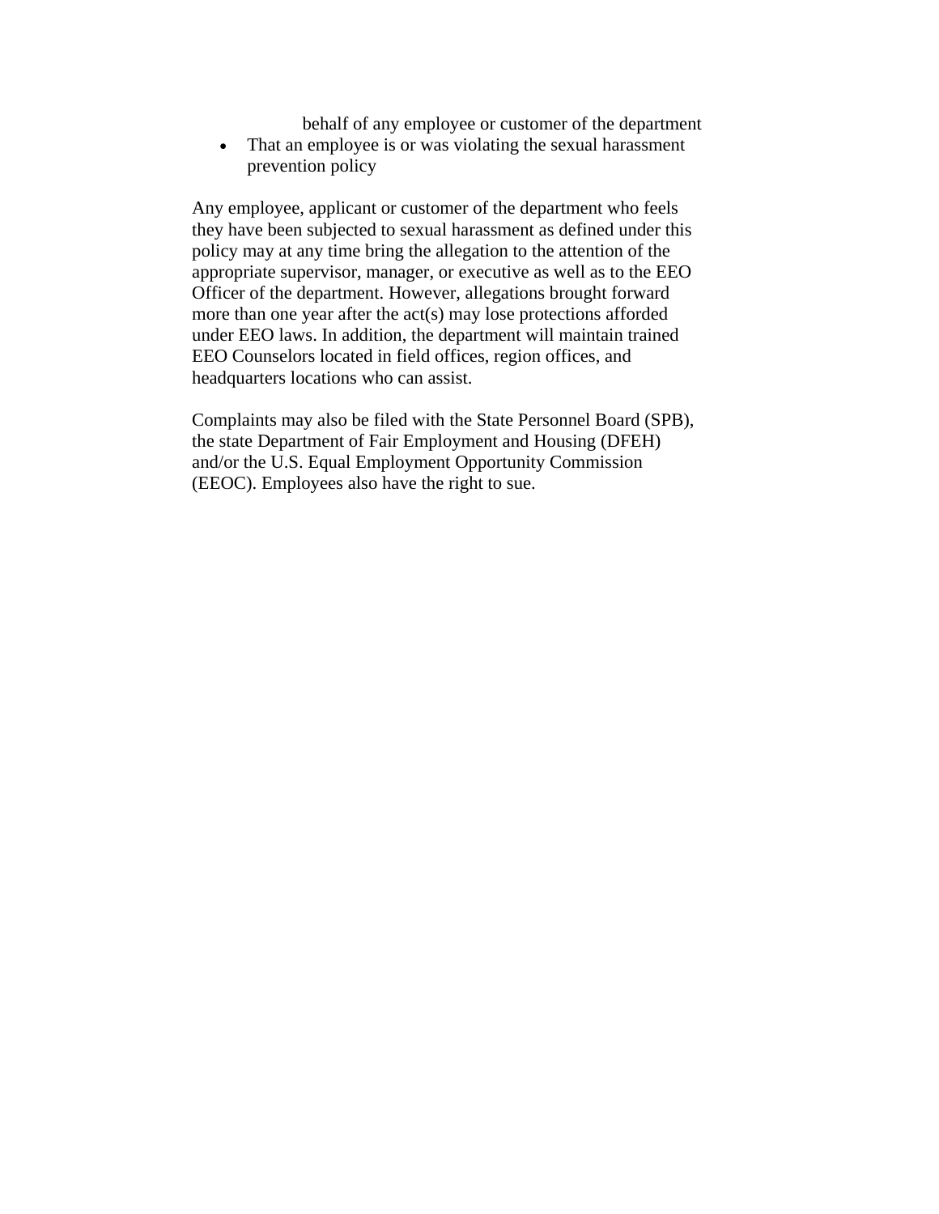behalf of any employee or customer of the department

- That an employee is or was violating the sexual harassment prevention policy

Any employee, applicant or customer of the department who feels they have been subjected to sexual harassment as defined under this policy may at any time bring the allegation to the attention of the appropriate supervisor, manager, or executive as well as to the EEO Officer of the department. However, allegations brought forward more than one year after the act(s) may lose protections afforded under EEO laws. In addition, the department will maintain trained EEO Counselors located in field offices, region offices, and headquarters locations who can assist.

Complaints may also be filed with the State Personnel Board (SPB), the state Department of Fair Employment and Housing (DFEH) and/or the U.S. Equal Employment Opportunity Commission (EEOC). Employees also have the right to sue.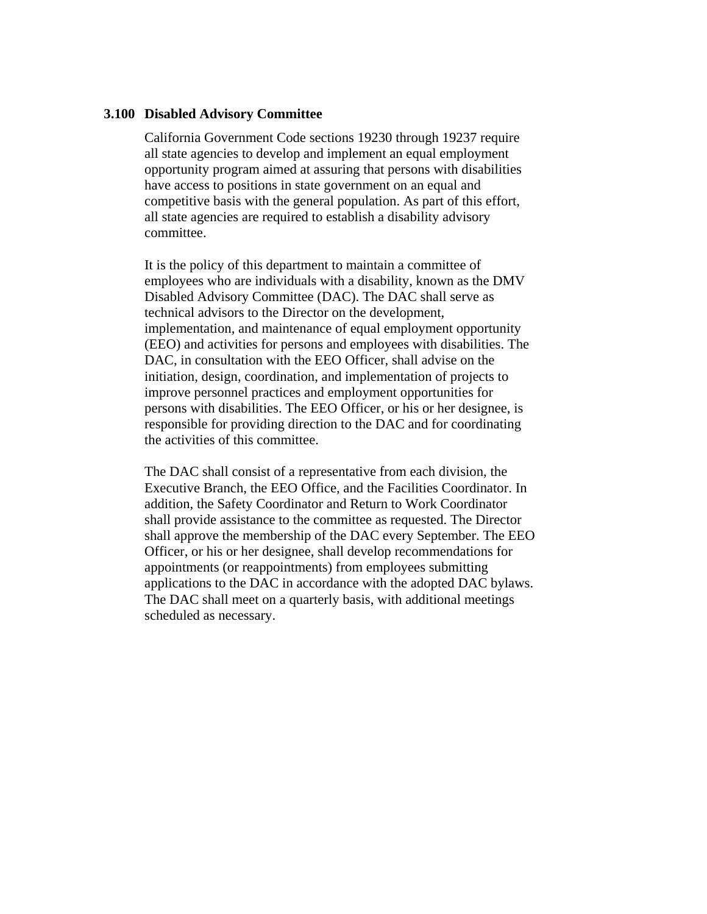### 3.100 Disabled Advisory Committee

California Government Code sections 19230 through 19237 require all state agencies to develop and implement an equal employment opportunity program aimed at assuring that persons with disabilities have access to positions in state government on an equal and competitive basis with the general population. As part of this effort, all state agencies are required to establish a disability advisory committee.

It is the policy of this department to maintain a committee of employees who are individuals with a disability, known as the DMV Disabled Advisory Committee (DAC). The DAC shall serve as technical advisors to the Director on the development, implementation, and maintenance of equal employment opportunity (EEO) and activities for persons and employees with disabilities. The DAC, in consultation with the EEO Officer, shall advise on the initiation, design, coordination, and implementation of projects to improve personnel practices and employment opportunities for persons with disabilities. The EEO Officer, or his or her designee, is responsible for providing direction to the DAC and for coordinating the activities of this committee.

The DAC shall consist of a representative from each division, the Executive Branch, the EEO Office, and the Facilities Coordinator. In addition, the Safety Coordinator and Return to Work Coordinator shall provide assistance to the committee as requested. The Director shall approve the membership of the DAC every September. The EEO Officer, or his or her designee, shall develop recommendations for appointments (or reappointments) from employees submitting applications to the DAC in accordance with the adopted DAC bylaws. The DAC shall meet on a quarterly basis, with additional meetings scheduled as necessary.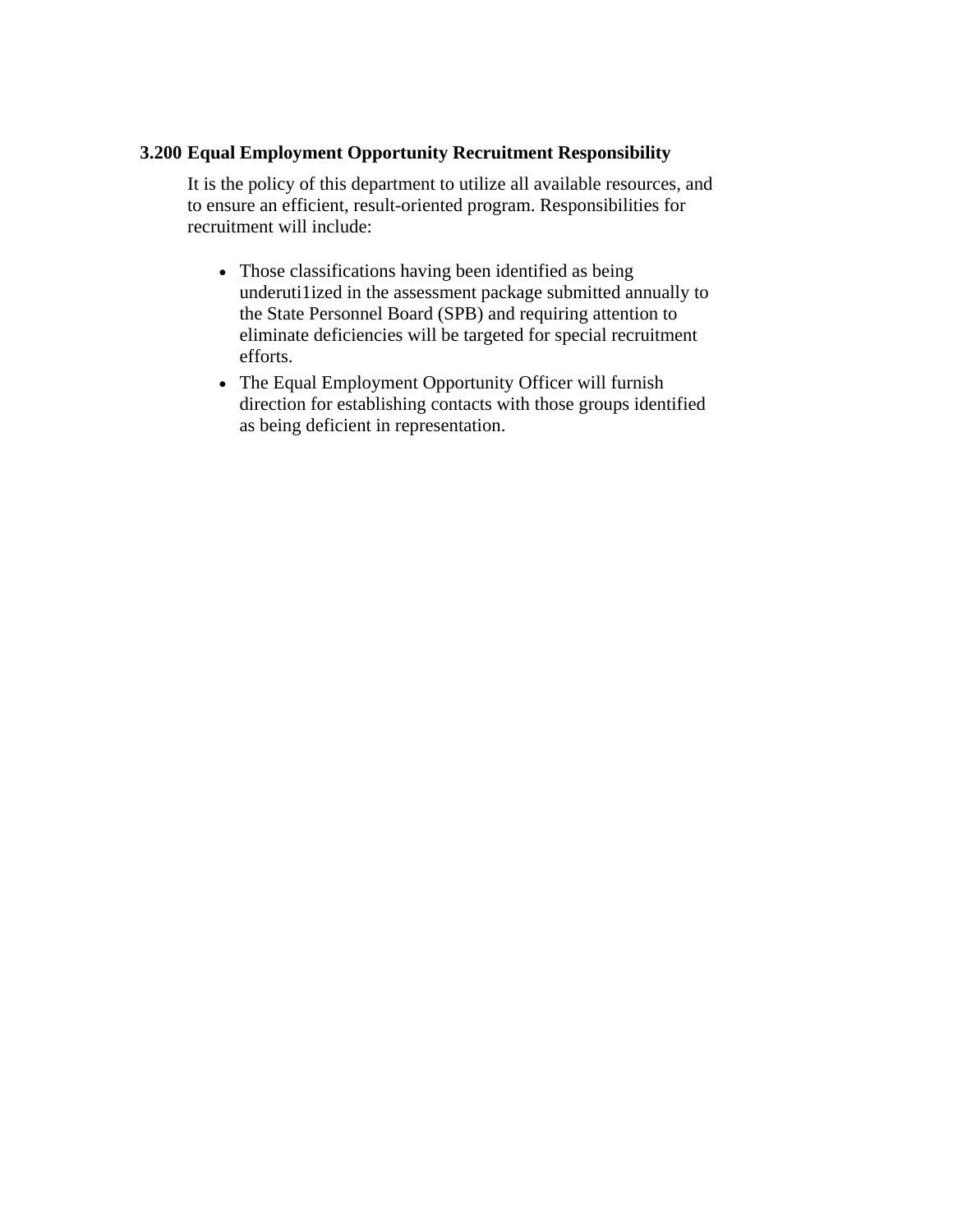### 3.200 Equal Employment Opportunity Recruitment Responsibility

It is the policy of this department to utilize all available resources, and to ensure an efficient, result-oriented program. Responsibilities for recruitment will include:

- Those classifications having been identified as being underuti1ized in the assessment package submitted annually to the State Personnel Board (SPB) and requiring attention to eliminate deficiencies will be targeted for special recruitment efforts.
- The Equal Employment Opportunity Officer will furnish direction for establishing contacts with those groups identified as being deficient in representation.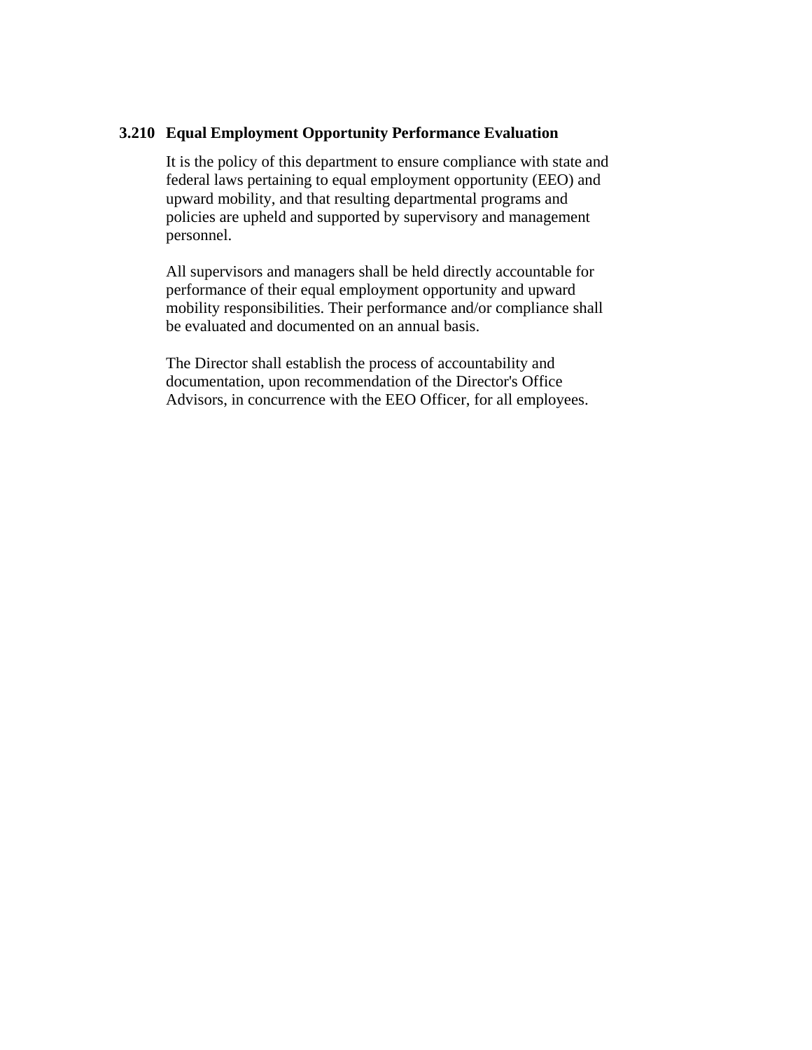### 3.210 Equal Employment Opportunity Performance Evaluation

It is the policy of this department to ensure compliance with state and federal laws pertaining to equal employment opportunity (EEO) and upward mobility, and that resulting departmental programs and policies are upheld and supported by supervisory and management personnel.

All supervisors and managers shall be held directly accountable for performance of their equal employment opportunity and upward mobility responsibilities. Their performance and/or compliance shall be evaluated and documented on an annual basis.

The Director shall establish the process of accountability and documentation, upon recommendation of the Director's Office Advisors, in concurrence with the EEO Officer, for all employees.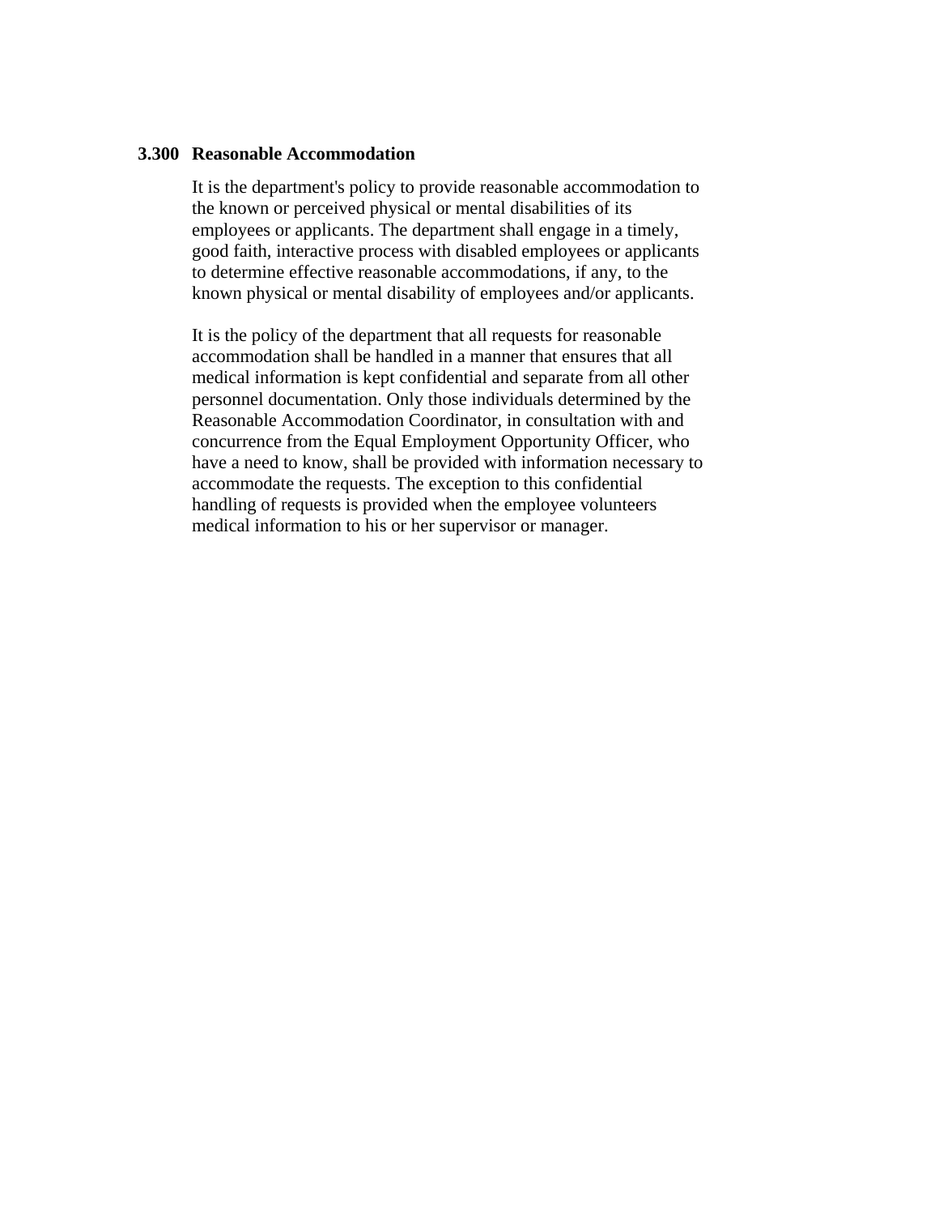## 3.300 Reasonable Accommodation

It is the department's policy to provide reasonable accommodation to the known or perceived physical or mental disabilities of its employees or applicants. The department shall engage in a timely, good faith, interactive process with disabled employees or applicants to determine effective reasonable accommodations, if any, to the known physical or mental disability of employees and/or applicants.

It is the policy of the department that all requests for reasonable accommodation shall be handled in a manner that ensures that all medical information is kept confidential and separate from all other personnel documentation. Only those individuals determined by the Reasonable Accommodation Coordinator, in consultation with and concurrence from the Equal Employment Opportunity Officer, who have a need to know, shall be provided with information necessary to accommodate the requests. The exception to this confidential handling of requests is provided when the employee volunteers medical information to his or her supervisor or manager.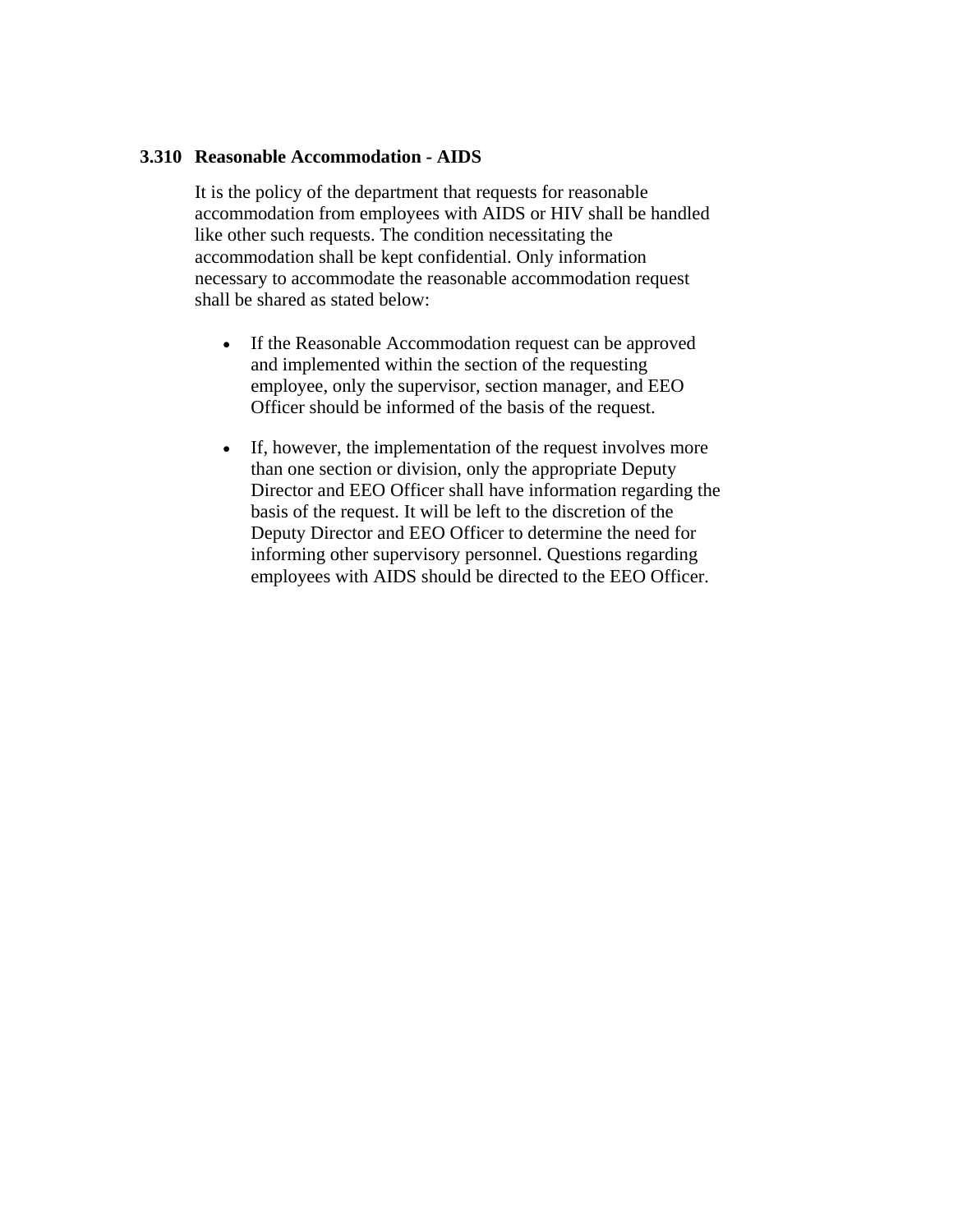### 3.310 Reasonable Accommodation - AIDS

It is the policy of the department that requests for reasonable accommodation from employees with AIDS or HIV shall be handled like other such requests. The condition necessitating the accommodation shall be kept confidential. Only information necessary to accommodate the reasonable accommodation request shall be shared as stated below:

- If the Reasonable Accommodation request can be approved and implemented within the section of the requesting employee, only the supervisor, section manager, and EEO Officer should be informed of the basis of the request.

- If, however, the implementation of the request involves more than one section or division, only the appropriate Deputy Director and EEO Officer shall have information regarding the basis of the request. It will be left to the discretion of the Deputy Director and EEO Officer to determine the need for informing other supervisory personnel. Questions regarding employees with AIDS should be directed to the EEO Officer.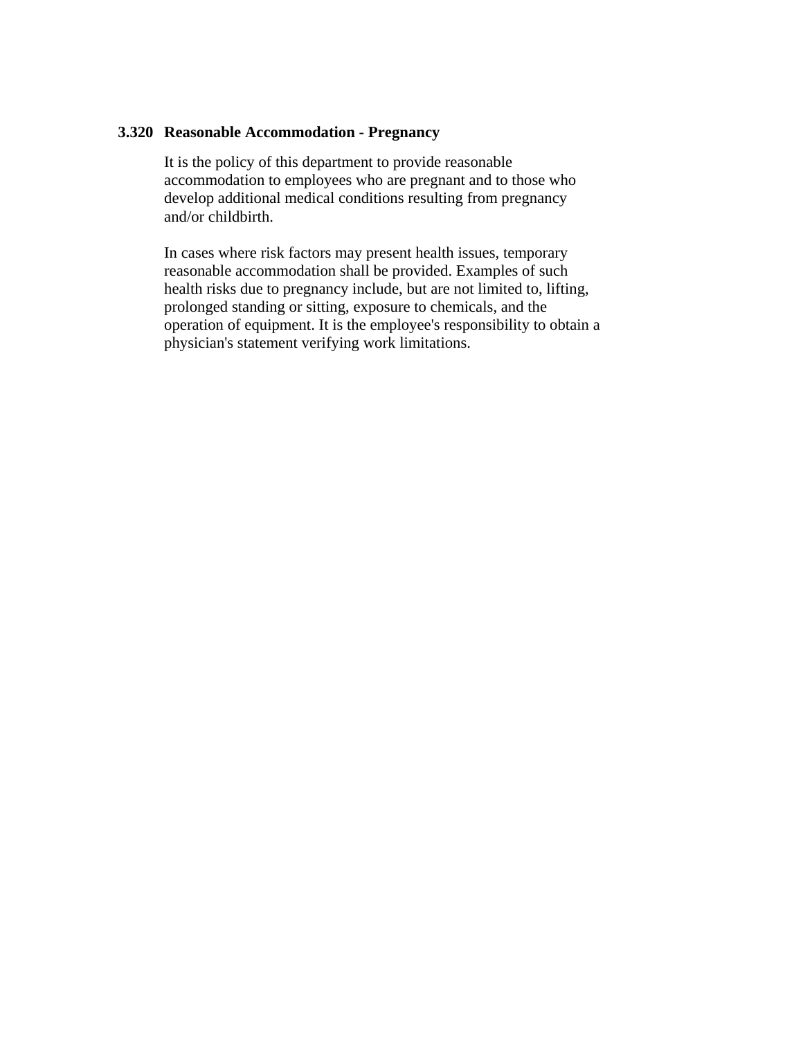### 3.320 Reasonable Accommodation - Pregnancy

It is the policy of this department to provide reasonable accommodation to employees who are pregnant and to those who develop additional medical conditions resulting from pregnancy and/or childbirth.

In cases where risk factors may present health issues, temporary reasonable accommodation shall be provided. Examples of such health risks due to pregnancy include, but are not limited to, lifting, prolonged standing or sitting, exposure to chemicals, and the operation of equipment. It is the employee's responsibility to obtain a physician's statement verifying work limitations.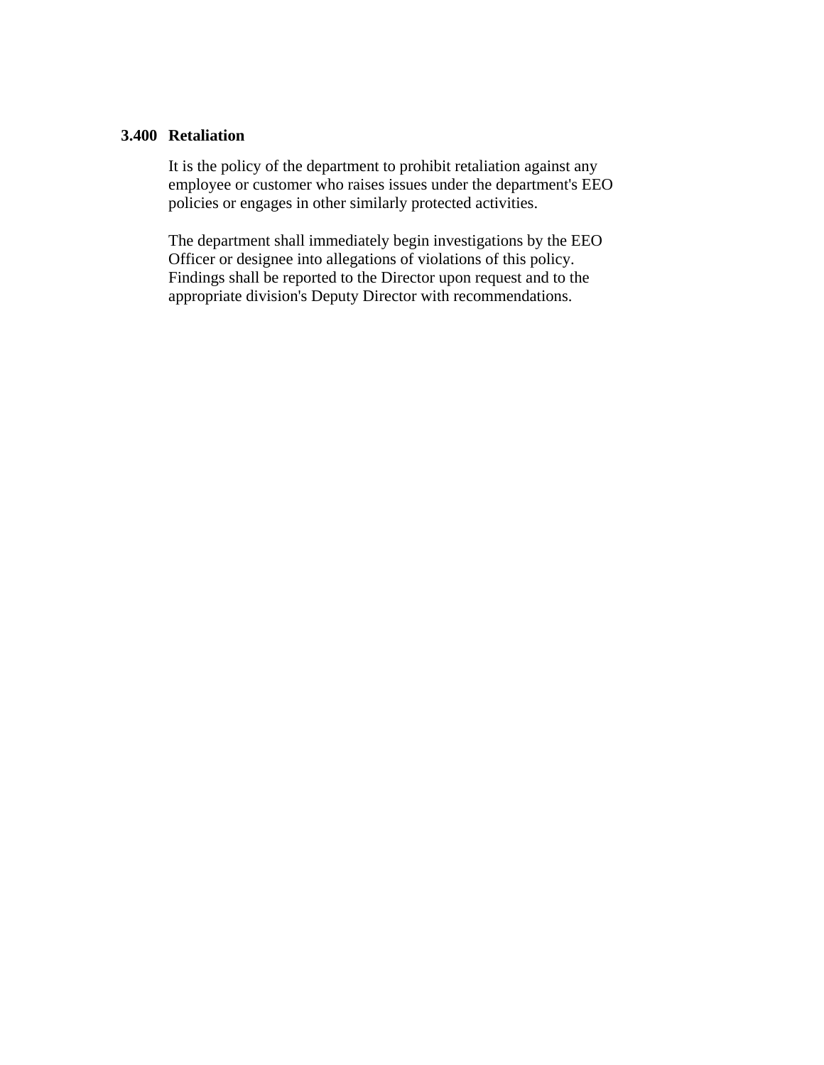### 3.400 Retaliation

It is the policy of the department to prohibit retaliation against any employee or customer who raises issues under the department's EEO policies or engages in other similarly protected activities.

The department shall immediately begin investigations by the EEO Officer or designee into allegations of violations of this policy. Findings shall be reported to the Director upon request and to the appropriate division's Deputy Director with recommendations.